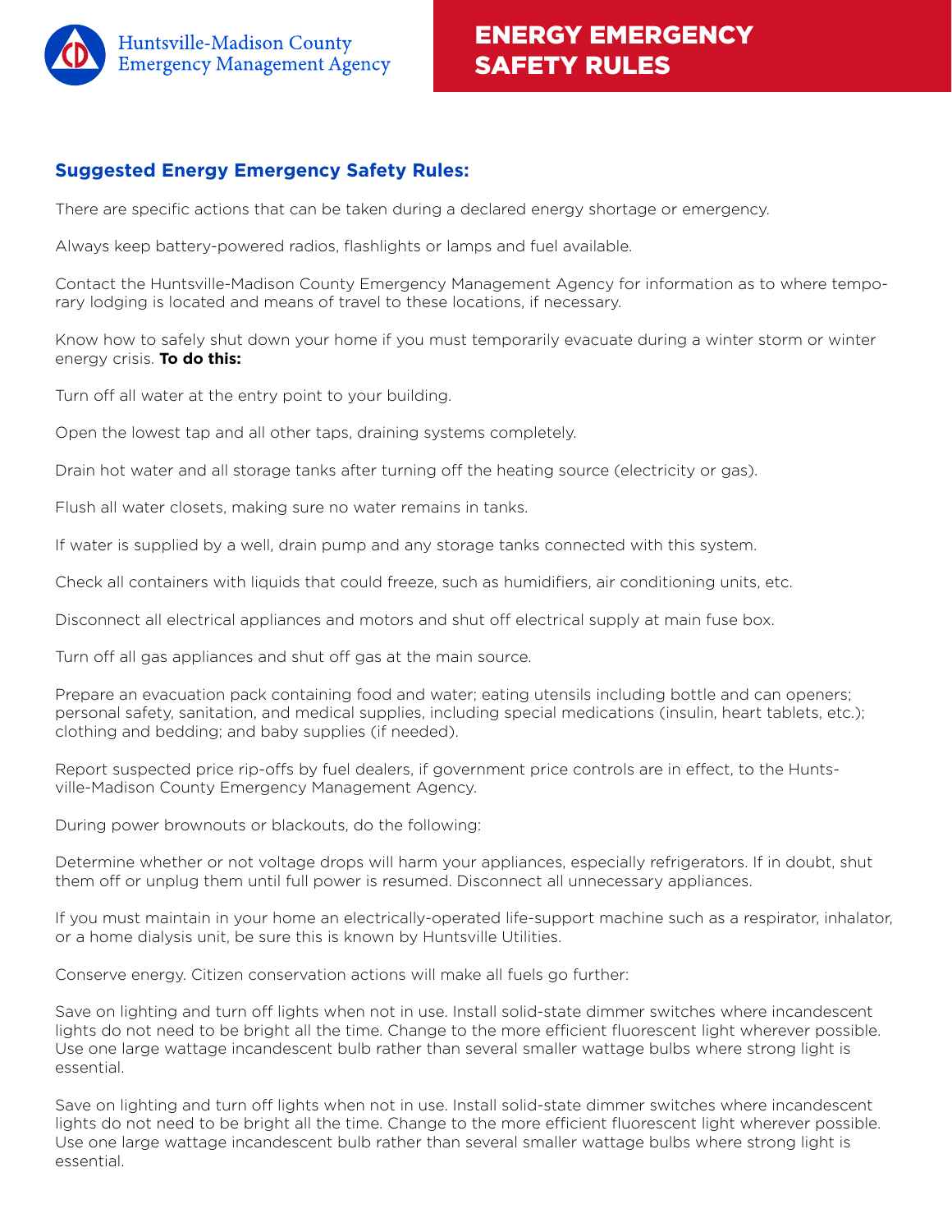Huntsville-Madison County
Emergency Management Agency

# ENERGY EMERGENCY SAFETY RULES

## Suggested Energy Emergency Safety Rules:

There are specific actions that can be taken during a declared energy shortage or emergency.

Always keep battery-powered radios, flashlights or lamps and fuel available.

Contact the Huntsville-Madison County Emergency Management Agency for information as to where temporary lodging is located and means of travel to these locations, if necessary.

Know how to safely shut down your home if you must temporarily evacuate during a winter storm or winter energy crisis. **To do this:**

Turn off all water at the entry point to your building.

Open the lowest tap and all other taps, draining systems completely.

Drain hot water and all storage tanks after turning off the heating source (electricity or gas).

Flush all water closets, making sure no water remains in tanks.

If water is supplied by a well, drain pump and any storage tanks connected with this system.

Check all containers with liquids that could freeze, such as humidifiers, air conditioning units, etc.

Disconnect all electrical appliances and motors and shut off electrical supply at main fuse box.

Turn off all gas appliances and shut off gas at the main source.

Prepare an evacuation pack containing food and water; eating utensils including bottle and can openers; personal safety, sanitation, and medical supplies, including special medications (insulin, heart tablets, etc.); clothing and bedding; and baby supplies (if needed).

Report suspected price rip-offs by fuel dealers, if government price controls are in effect, to the Huntsville-Madison County Emergency Management Agency.

During power brownouts or blackouts, do the following:

Determine whether or not voltage drops will harm your appliances, especially refrigerators. If in doubt, shut them off or unplug them until full power is resumed. Disconnect all unnecessary appliances.

If you must maintain in your home an electrically-operated life-support machine such as a respirator, inhalator, or a home dialysis unit, be sure this is known by Huntsville Utilities.

Conserve energy. Citizen conservation actions will make all fuels go further:

Save on lighting and turn off lights when not in use. Install solid-state dimmer switches where incandescent lights do not need to be bright all the time. Change to the more efficient fluorescent light wherever possible. Use one large wattage incandescent bulb rather than several smaller wattage bulbs where strong light is essential.

Save on lighting and turn off lights when not in use. Install solid-state dimmer switches where incandescent lights do not need to be bright all the time. Change to the more efficient fluorescent light wherever possible. Use one large wattage incandescent bulb rather than several smaller wattage bulbs where strong light is essential.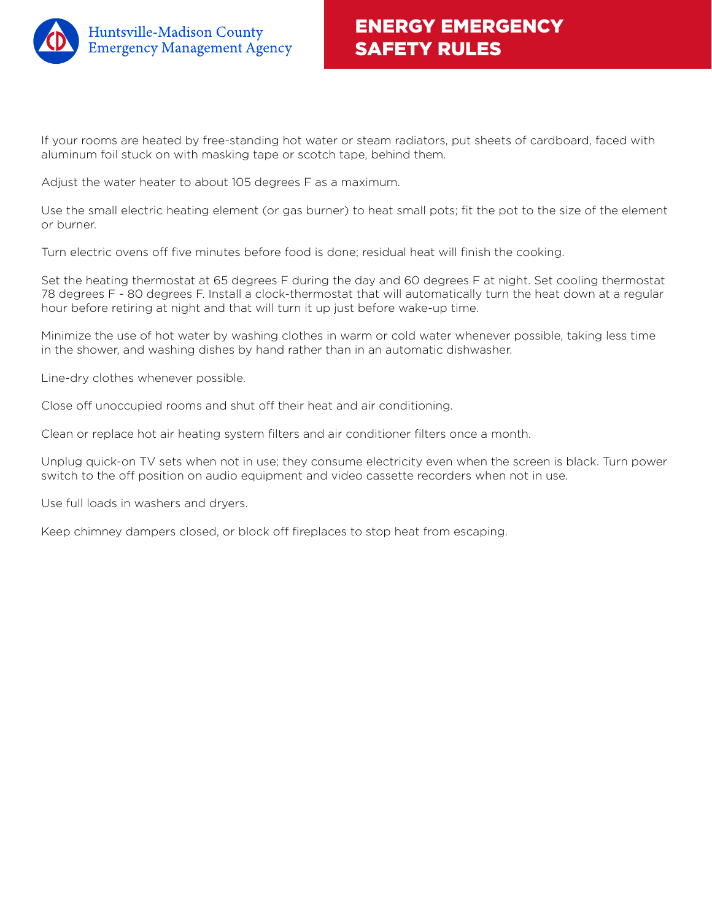Huntsville-Madison County Emergency Management Agency

# ENERGY EMERGENCY SAFETY RULES

If your rooms are heated by free-standing hot water or steam radiators, put sheets of cardboard, faced with aluminum foil stuck on with masking tape or scotch tape, behind them.

Adjust the water heater to about 105 degrees F as a maximum.

Use the small electric heating element (or gas burner) to heat small pots; fit the pot to the size of the element or burner.

Turn electric ovens off five minutes before food is done; residual heat will finish the cooking.

Set the heating thermostat at 65 degrees F during the day and 60 degrees F at night. Set cooling thermostat 78 degrees F - 80 degrees F. Install a clock-thermostat that will automatically turn the heat down at a regular hour before retiring at night and that will turn it up just before wake-up time.

Minimize the use of hot water by washing clothes in warm or cold water whenever possible, taking less time in the shower, and washing dishes by hand rather than in an automatic dishwasher.

Line-dry clothes whenever possible.

Close off unoccupied rooms and shut off their heat and air conditioning.

Clean or replace hot air heating system filters and air conditioner filters once a month.

Unplug quick-on TV sets when not in use; they consume electricity even when the screen is black. Turn power switch to the off position on audio equipment and video cassette recorders when not in use.

Use full loads in washers and dryers.

Keep chimney dampers closed, or block off fireplaces to stop heat from escaping.